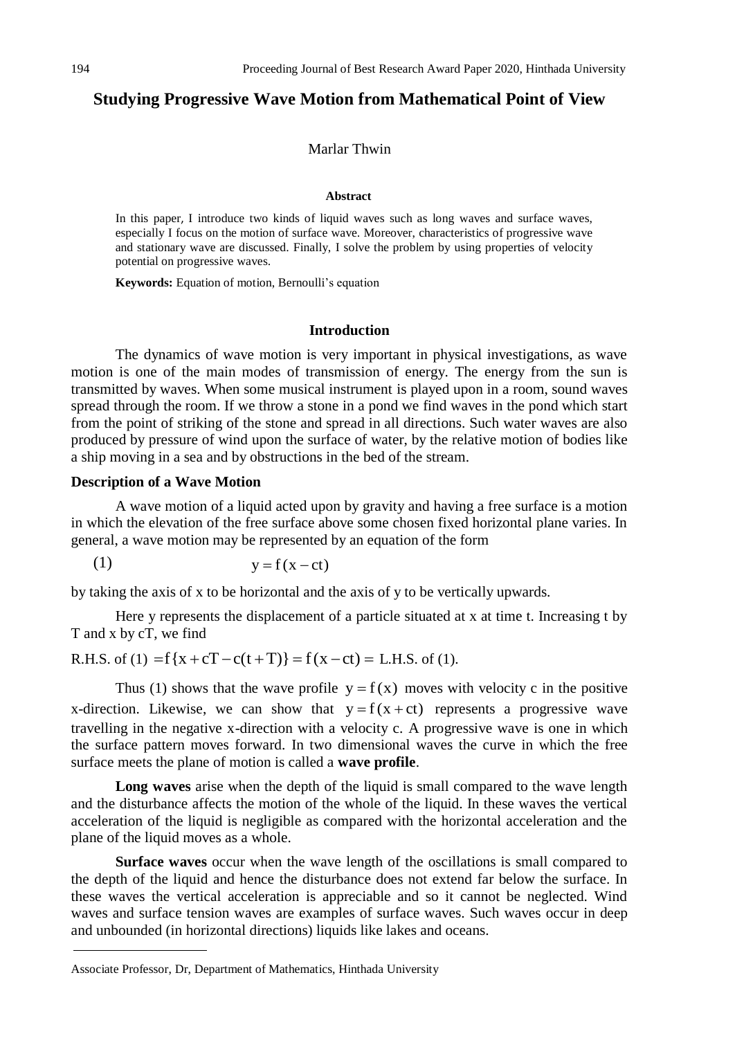# Studying Progressive Wave Motion from Mathematical Point of View

Marlar Thwin

**Abstract**

In this paper, I introduce two kinds of liquid waves such as long waves and surface waves, especially I focus on the motion of surface wave. Moreover, characteristics of progressive wave and stationary wave are discussed. Finally, I solve the problem by using properties of velocity potential on progressive waves.

**Keywords:** Equation of motion, Bernoulli's equation

## Introduction

The dynamics of wave motion is very important in physical investigations, as wave motion is one of the main modes of transmission of energy. The energy from the sun is transmitted by waves. When some musical instrument is played upon in a room, sound waves spread through the room. If we throw a stone in a pond we find waves in the pond which start from the point of striking of the stone and spread in all directions. Such water waves are also produced by pressure of wind upon the surface of water, by the relative motion of bodies like a ship moving in a sea and by obstructions in the bed of the stream.

### Description of a Wave Motion

A wave motion of a liquid acted upon by gravity and having a free surface is a motion in which the elevation of the free surface above some chosen fixed horizontal plane varies. In general, a wave motion may be represented by an equation of the form

$$y = f(x - ct) \tag{1}$$

by taking the axis of x to be horizontal and the axis of y to be vertically upwards.

Here y represents the displacement of a particle situated at x at time t. Increasing t by T and x by cT, we find

R.H.S. of (1) $= f\{x + cT - c(t+T)\} = f(x - ct) =$ L.H.S. of (1).

Thus (1) shows that the wave profile $y = f(x)$ moves with velocity c in the positive x-direction. Likewise, we can show that $y = f(x + ct)$ represents a progressive wave travelling in the negative x-direction with a velocity c. A progressive wave is one in which the surface pattern moves forward. In two dimensional waves the curve in which the free surface meets the plane of motion is called a **wave profile**.

**Long waves** arise when the depth of the liquid is small compared to the wave length and the disturbance affects the motion of the whole of the liquid. In these waves the vertical acceleration of the liquid is negligible as compared with the horizontal acceleration and the plane of the liquid moves as a whole.

**Surface waves** occur when the wave length of the oscillations is small compared to the depth of the liquid and hence the disturbance does not extend far below the surface. In these waves the vertical acceleration is appreciable and so it cannot be neglected. Wind waves and surface tension waves are examples of surface waves. Such waves occur in deep and unbounded (in horizontal directions) liquids like lakes and oceans.

---

Associate Professor, Dr, Department of Mathematics, Hinthada University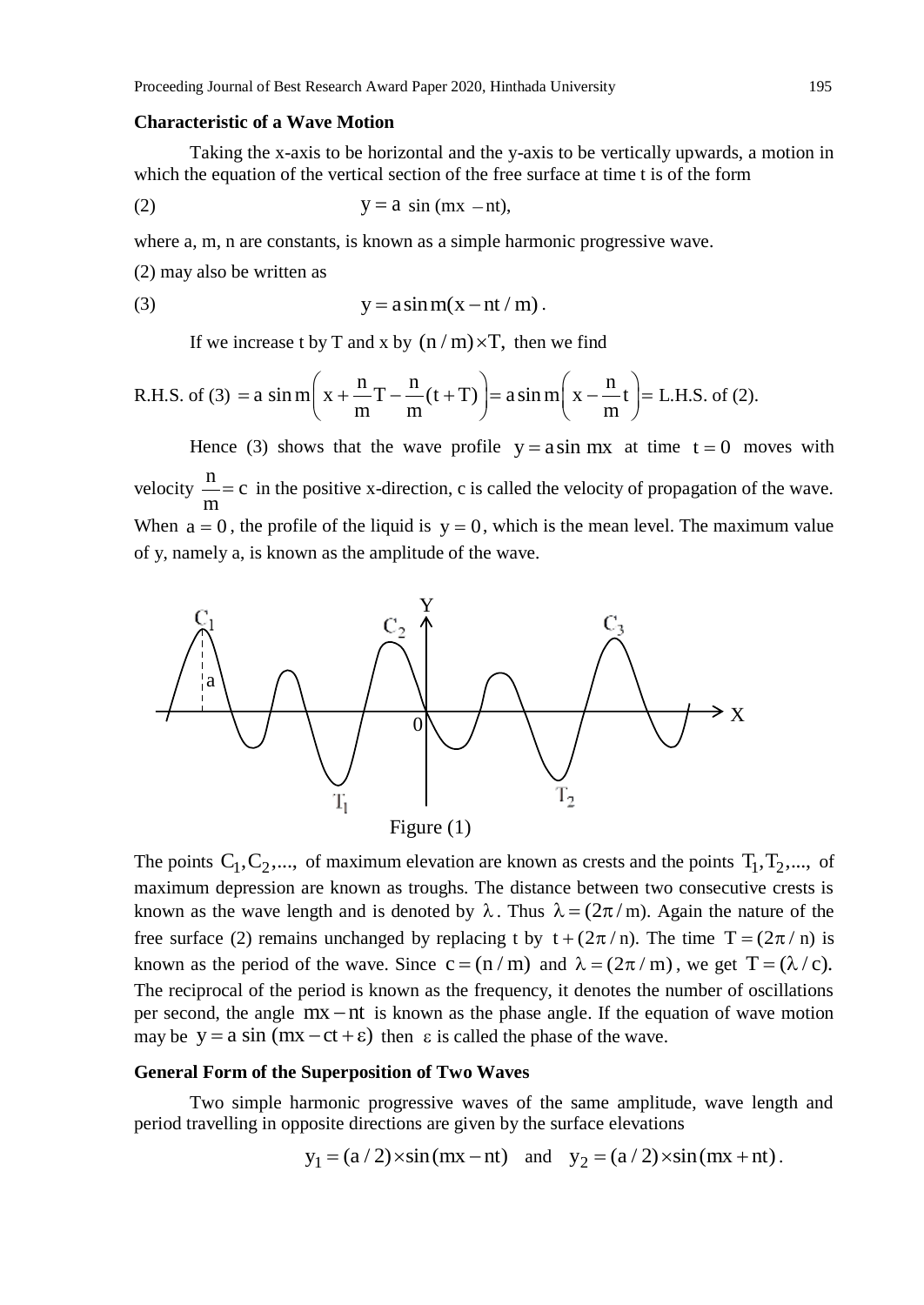**Characteristic of a Wave Motion**

Taking the x-axis to be horizontal and the y-axis to be vertically upwards, a motion in which the equation of the vertical section of the free surface at time t is of the form

(2) $$y = a \sin(mx - nt),$$

where a, m, n are constants, is known as a simple harmonic progressive wave.

(2) may also be written as

(3) $$y = a \sin m(x - nt/m).$$

If we increase t by T and x by $(n/m) \times T$, then we find

R.H.S. of (3) $= a \sin m\left(x + \frac{n}{m}T - \frac{n}{m}(t+T)\right) = a \sin m\left(x - \frac{n}{m}t\right) =$ L.H.S. of (2).

Hence (3) shows that the wave profile $y = a \sin mx$ at time $t = 0$ moves with velocity $\frac{n}{m} = c$ in the positive x-direction, c is called the velocity of propagation of the wave. When $a = 0$, the profile of the liquid is $y = 0$, which is the mean level. The maximum value of y, namely a, is known as the amplitude of the wave.

Figure (1)

The points $C_1, C_2, \ldots,$ of maximum elevation are known as crests and the points $T_1, T_2, \ldots,$ of maximum depression are known as troughs. The distance between two consecutive crests is known as the wave length and is denoted by $\lambda$. Thus $\lambda = (2\pi/m)$. Again the nature of the free surface (2) remains unchanged by replacing t by $t + (2\pi/n)$. The time $T = (2\pi/n)$ is known as the period of the wave. Since $c = (n/m)$ and $\lambda = (2\pi/m)$, we get $T = (\lambda/c)$. The reciprocal of the period is known as the frequency, it denotes the number of oscillations per second, the angle $mx - nt$ is known as the phase angle. If the equation of wave motion may be $y = a \sin(mx - ct + \varepsilon)$ then $\varepsilon$ is called the phase of the wave.

**General Form of the Superposition of Two Waves**

Two simple harmonic progressive waves of the same amplitude, wave length and period travelling in opposite directions are given by the surface elevations

$$y_1 = (a/2) \times \sin(mx - nt) \quad \text{and} \quad y_2 = (a/2) \times \sin(mx + nt).$$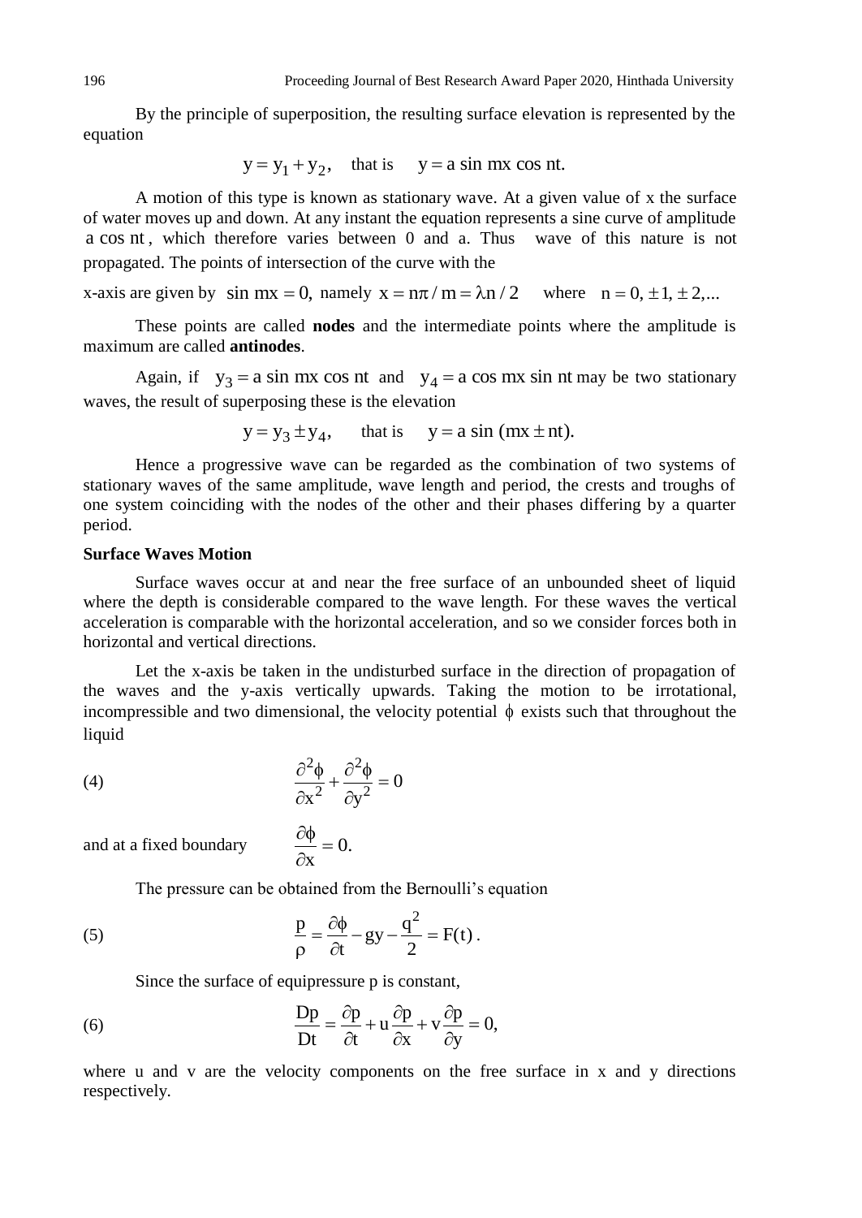By the principle of superposition, the resulting surface elevation is represented by the equation

$$y = y_1 + y_2, \quad \text{that is} \quad y = a \sin mx \cos nt.$$

A motion of this type is known as stationary wave. At a given value of x the surface of water moves up and down. At any instant the equation represents a sine curve of amplitude $a \cos nt$, which therefore varies between 0 and a. Thus wave of this nature is not propagated. The points of intersection of the curve with the

x-axis are given by $\sin mx = 0$, namely $x = n\pi / m = \lambda n / 2$ where $n = 0, \pm 1, \pm 2, ...$

These points are called **nodes** and the intermediate points where the amplitude is maximum are called **antinodes**.

Again, if $y_3 = a \sin mx \cos nt$ and $y_4 = a \cos mx \sin nt$ may be two stationary waves, the result of superposing these is the elevation

$$y = y_3 \pm y_4, \quad \text{that is} \quad y = a \sin (mx \pm nt).$$

Hence a progressive wave can be regarded as the combination of two systems of stationary waves of the same amplitude, wave length and period, the crests and troughs of one system coinciding with the nodes of the other and their phases differing by a quarter period.

**Surface Waves Motion**

Surface waves occur at and near the free surface of an unbounded sheet of liquid where the depth is considerable compared to the wave length. For these waves the vertical acceleration is comparable with the horizontal acceleration, and so we consider forces both in horizontal and vertical directions.

Let the x-axis be taken in the undisturbed surface in the direction of propagation of the waves and the y-axis vertically upwards. Taking the motion to be irrotational, incompressible and two dimensional, the velocity potential $\phi$ exists such that throughout the liquid

$$(4) \qquad \frac{\partial^2 \phi}{\partial x^2} + \frac{\partial^2 \phi}{\partial y^2} = 0$$

and at a fixed boundary $\qquad \dfrac{\partial \phi}{\partial x} = 0.$

The pressure can be obtained from the Bernoulli's equation

$$(5) \qquad \frac{p}{\rho} = \frac{\partial \phi}{\partial t} - gy - \frac{q^2}{2} = F(t).$$

Since the surface of equipressure p is constant,

$$(6) \qquad \frac{Dp}{Dt} = \frac{\partial p}{\partial t} + u \frac{\partial p}{\partial x} + v \frac{\partial p}{\partial y} = 0,$$

where u and v are the velocity components on the free surface in x and y directions respectively.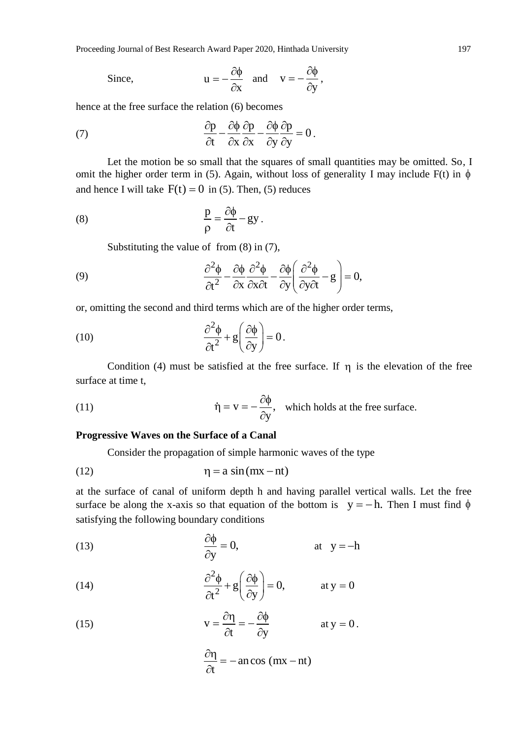Since, $$u = -\frac{\partial \phi}{\partial x} \quad \text{and} \quad v = -\frac{\partial \phi}{\partial y},$$

hence at the free surface the relation (6) becomes

$$\frac{\partial p}{\partial t} - \frac{\partial \phi}{\partial x}\frac{\partial p}{\partial x} - \frac{\partial \phi}{\partial y}\frac{\partial p}{\partial y} = 0. \tag{7}$$

Let the motion be so small that the squares of small quantities may be omitted. So, I omit the higher order term in (5). Again, without loss of generality I may include F(t) in $\phi$ and hence I will take $F(t) = 0$ in (5). Then, (5) reduces

$$\frac{p}{\rho} = \frac{\partial \phi}{\partial t} - gy. \tag{8}$$

Substituting the value of from (8) in (7),

$$\frac{\partial^2 \phi}{\partial t^2} - \frac{\partial \phi}{\partial x}\frac{\partial^2 \phi}{\partial x \partial t} - \frac{\partial \phi}{\partial y}\left(\frac{\partial^2 \phi}{\partial y \partial t} - g\right) = 0, \tag{9}$$

or, omitting the second and third terms which are of the higher order terms,

$$\frac{\partial^2 \phi}{\partial t^2} + g\left(\frac{\partial \phi}{\partial y}\right) = 0. \tag{10}$$

Condition (4) must be satisfied at the free surface. If $\eta$ is the elevation of the free surface at time t,

$$\dot{\eta} = v = -\frac{\partial \phi}{\partial y}, \quad \text{which holds at the free surface.} \tag{11}$$

**Progressive Waves on the Surface of a Canal**

Consider the propagation of simple harmonic waves of the type

$$\eta = a \sin(mx - nt) \tag{12}$$

at the surface of canal of uniform depth h and having parallel vertical walls. Let the free surface be along the x-axis so that equation of the bottom is $y = -h$. Then I must find $\phi$ satisfying the following boundary conditions

$$\frac{\partial \phi}{\partial y} = 0, \qquad \text{at } y = -h \tag{13}$$

$$\frac{\partial^2 \phi}{\partial t^2} + g\left(\frac{\partial \phi}{\partial y}\right) = 0, \qquad \text{at } y = 0 \tag{14}$$

$$v = \frac{\partial \eta}{\partial t} = -\frac{\partial \phi}{\partial y} \qquad \text{at } y = 0. \tag{15}$$

$$\frac{\partial \eta}{\partial t} = -an\cos(mx - nt)$$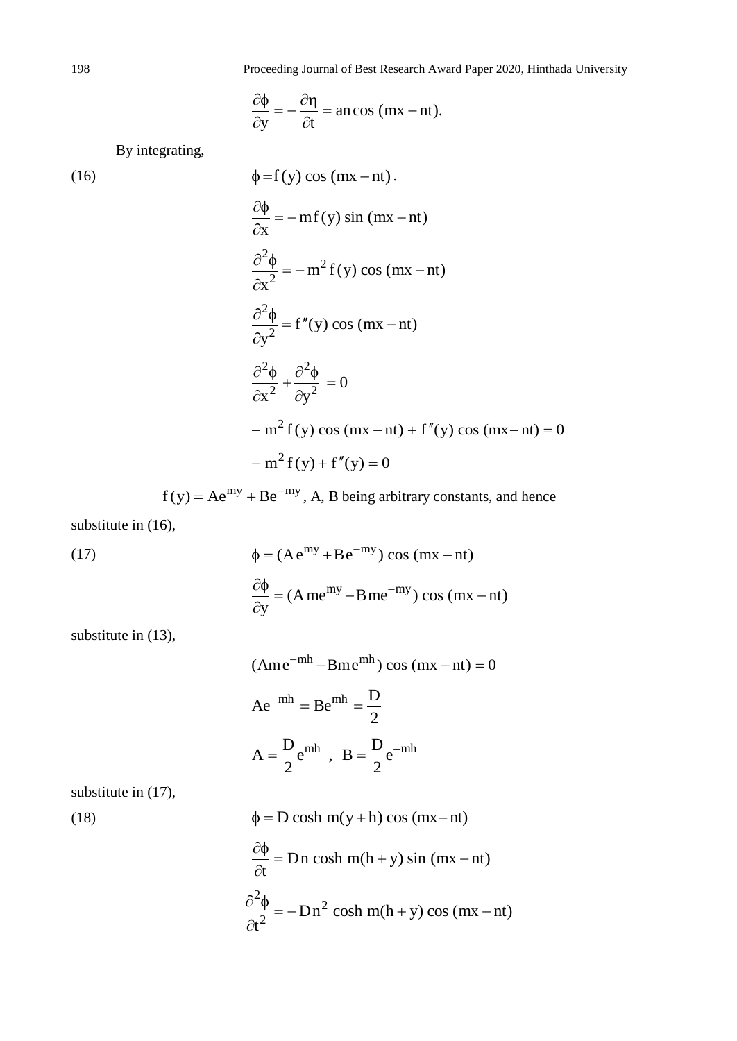$$\frac{\partial\phi}{\partial y} = -\frac{\partial\eta}{\partial t} = an\cos(mx - nt).$$

By integrating,

$$\phi = f(y)\cos(mx - nt). \tag{16}$$

$$\frac{\partial\phi}{\partial x} = -mf(y)\sin(mx - nt)$$

$$\frac{\partial^2\phi}{\partial x^2} = -m^2 f(y)\cos(mx - nt)$$

$$\frac{\partial^2\phi}{\partial y^2} = f''(y)\cos(mx - nt)$$

$$\frac{\partial^2\phi}{\partial x^2} + \frac{\partial^2\phi}{\partial y^2} = 0$$

$$-m^2 f(y)\cos(mx - nt) + f''(y)\cos(mx - nt) = 0$$

$$-m^2 f(y) + f''(y) = 0$$

$f(y) = Ae^{my} + Be^{-my}$, A, B being arbitrary constants, and hence substitute in (16),

$$\phi = (Ae^{my} + Be^{-my})\cos(mx - nt) \tag{17}$$

$$\frac{\partial\phi}{\partial y} = (Ame^{my} - Bme^{-my})\cos(mx - nt)$$

substitute in (13),

$$(Ame^{-mh} - Bme^{mh})\cos(mx - nt) = 0$$

$$Ae^{-mh} = Be^{mh} = \frac{D}{2}$$

$$A = \frac{D}{2}e^{mh}, \quad B = \frac{D}{2}e^{-mh}$$

substitute in (17),

$$\phi = D\cosh m(y + h)\cos(mx - nt) \tag{18}$$

$$\frac{\partial\phi}{\partial t} = Dn\cosh m(h + y)\sin(mx - nt)$$

$$\frac{\partial^2\phi}{\partial t^2} = -Dn^2\cosh m(h + y)\cos(mx - nt)$$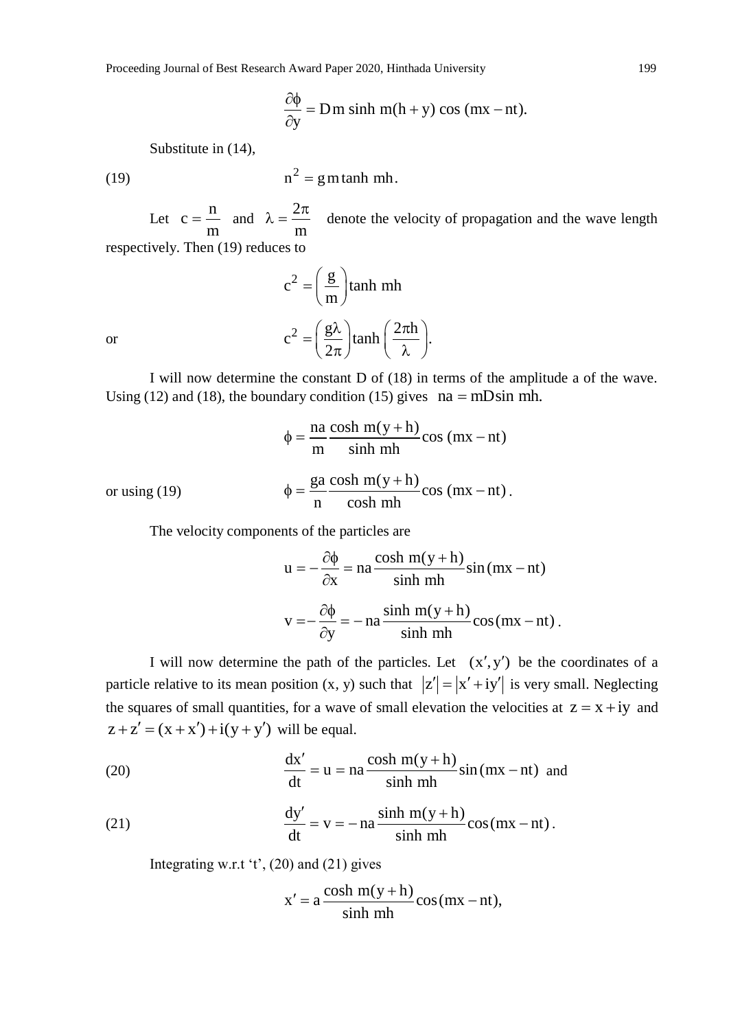$$\frac{\partial \phi}{\partial y} = Dm \sinh m(h+y) \cos(mx - nt).$$

Substitute in (14),

$$n^2 = gm \tanh mh. \tag{19}$$

Let $c = \frac{n}{m}$ and $\lambda = \frac{2\pi}{m}$ denote the velocity of propagation and the wave length respectively. Then (19) reduces to

$$c^2 = \left(\frac{g}{m}\right) \tanh mh$$

or

$$c^2 = \left(\frac{g\lambda}{2\pi}\right) \tanh\left(\frac{2\pi h}{\lambda}\right).$$

I will now determine the constant D of (18) in terms of the amplitude a of the wave. Using (12) and (18), the boundary condition (15) gives $na = mD \sin mh.$

$$\phi = \frac{na}{m} \frac{\cosh m(y+h)}{\sinh mh} \cos(mx - nt)$$

or using (19)

$$\phi = \frac{ga}{n} \frac{\cosh m(y+h)}{\cosh mh} \cos(mx - nt).$$

The velocity components of the particles are

$$u = -\frac{\partial \phi}{\partial x} = na \frac{\cosh m(y+h)}{\sinh mh} \sin(mx - nt)$$

$$v = -\frac{\partial \phi}{\partial y} = -na \frac{\sinh m(y+h)}{\sinh mh} \cos(mx - nt).$$

I will now determine the path of the particles. Let $(x', y')$ be the coordinates of a particle relative to its mean position (x, y) such that $|z'| = |x' + iy'|$ is very small. Neglecting the squares of small quantities, for a wave of small elevation the velocities at $z = x + iy$ and $z + z' = (x + x') + i(y + y')$ will be equal.

$$\frac{dx'}{dt} = u = na \frac{\cosh m(y+h)}{\sinh mh} \sin(mx - nt) \text{ and} \tag{20}$$

$$\frac{dy'}{dt} = v = -na \frac{\sinh m(y+h)}{\sinh mh} \cos(mx - nt). \tag{21}$$

Integrating w.r.t 't', (20) and (21) gives

$$x' = a \frac{\cosh m(y+h)}{\sinh mh} \cos(mx - nt),$$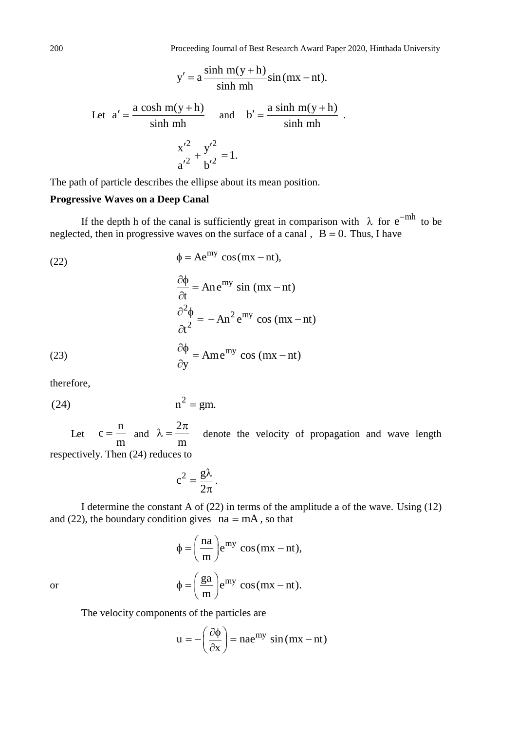$$y' = a\frac{\sinh m(y+h)}{\sinh mh}\sin(mx - nt).$$

Let $a' = \dfrac{a \cosh m(y+h)}{\sinh mh}$ and $b' = \dfrac{a \sinh m(y+h)}{\sinh mh}$ .

$$\frac{x'^2}{a'^2} + \frac{y'^2}{b'^2} = 1.$$

The path of particle describes the ellipse about its mean position.

**Progressive Waves on a Deep Canal**

If the depth h of the canal is sufficiently great in comparison with $\lambda$ for $e^{-mh}$ to be neglected, then in progressive waves on the surface of a canal , $B = 0.$ Thus, I have

$$\phi = Ae^{my}\cos(mx - nt), \tag{22}$$

$$\frac{\partial\phi}{\partial t} = Ane^{my}\sin(mx - nt)$$

$$\frac{\partial^2\phi}{\partial t^2} = -An^2e^{my}\cos(mx - nt)$$

$$\frac{\partial\phi}{\partial y} = Ame^{my}\cos(mx - nt) \tag{23}$$

therefore,

$$n^2 = gm. \tag{24}$$

Let $c = \dfrac{n}{m}$ and $\lambda = \dfrac{2\pi}{m}$ denote the velocity of propagation and wave length respectively. Then (24) reduces to

$$c^2 = \frac{g\lambda}{2\pi}.$$

I determine the constant A of (22) in terms of the amplitude a of the wave. Using (12) and (22), the boundary condition gives $na = mA$, so that

$$\phi = \left(\frac{na}{m}\right)e^{my}\cos(mx - nt),$$

or

$$\phi = \left(\frac{ga}{m}\right)e^{my}\cos(mx - nt).$$

The velocity components of the particles are

$$u = -\left(\frac{\partial\phi}{\partial x}\right) = nae^{my}\sin(mx - nt)$$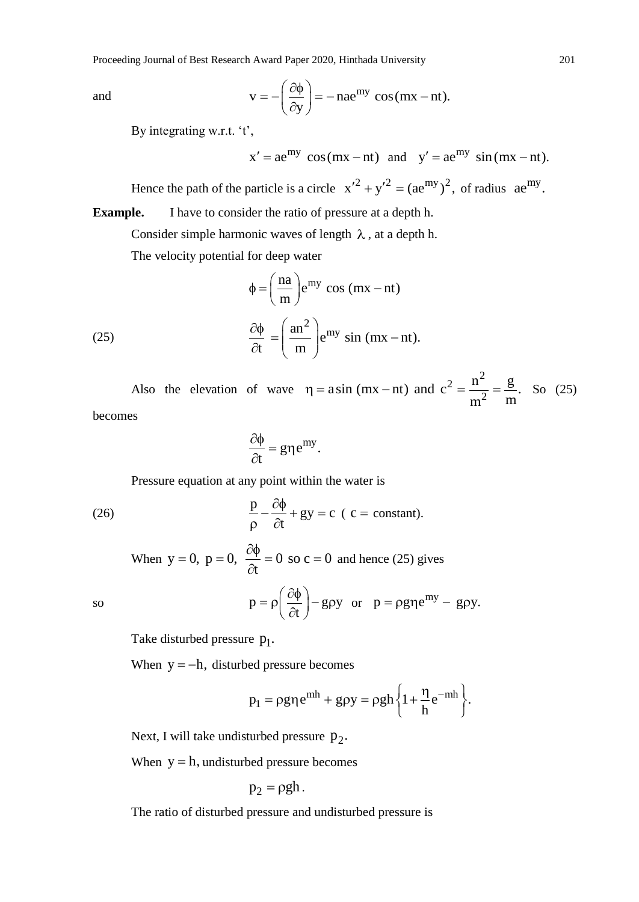and

$$v = -\left(\frac{\partial \phi}{\partial y}\right) = -\,nae^{my}\,\cos(mx - nt).$$

By integrating w.r.t. 't',

$$x' = ae^{my}\,\cos(mx - nt) \quad \text{and} \quad y' = ae^{my}\,\sin(mx - nt).$$

Hence the path of the particle is a circle $x'^2 + y'^2 = (ae^{my})^2$, of radius $ae^{my}$.

**Example.** I have to consider the ratio of pressure at a depth h.

Consider simple harmonic waves of length $\lambda$, at a depth h.

The velocity potential for deep water

$$\phi = \left(\frac{na}{m}\right)e^{my}\,\cos\,(mx - nt)$$

$$\frac{\partial \phi}{\partial t} = \left(\frac{an^2}{m}\right)e^{my}\,\sin\,(mx - nt). \tag{25}$$

Also the elevation of wave $\eta = a\sin\,(mx - nt)$ and $c^2 = \dfrac{n^2}{m^2} = \dfrac{g}{m}$. So (25) becomes

$$\frac{\partial \phi}{\partial t} = g\eta e^{my}.$$

Pressure equation at any point within the water is

$$\frac{p}{\rho} - \frac{\partial \phi}{\partial t} + gy = c \;\; (\, c = \text{constant}). \tag{26}$$

When $y = 0,\; p = 0,\; \dfrac{\partial \phi}{\partial t} = 0$ so $c = 0$ and hence (25) gives

so

$$p = \rho\left(\frac{\partial \phi}{\partial t}\right) - g\rho y \quad \text{or} \quad p = \rho g\eta e^{my} - \,g\rho y.$$

Take disturbed pressure $p_1$.

When $y = -h,$ disturbed pressure becomes

$$p_1 = \rho g\eta e^{mh} + g\rho y = \rho gh\left\{1 + \frac{\eta}{h}e^{-mh}\right\}.$$

Next, I will take undisturbed pressure $p_2$.

When $y = h,$ undisturbed pressure becomes

$$p_2 = \rho gh\,.$$

The ratio of disturbed pressure and undisturbed pressure is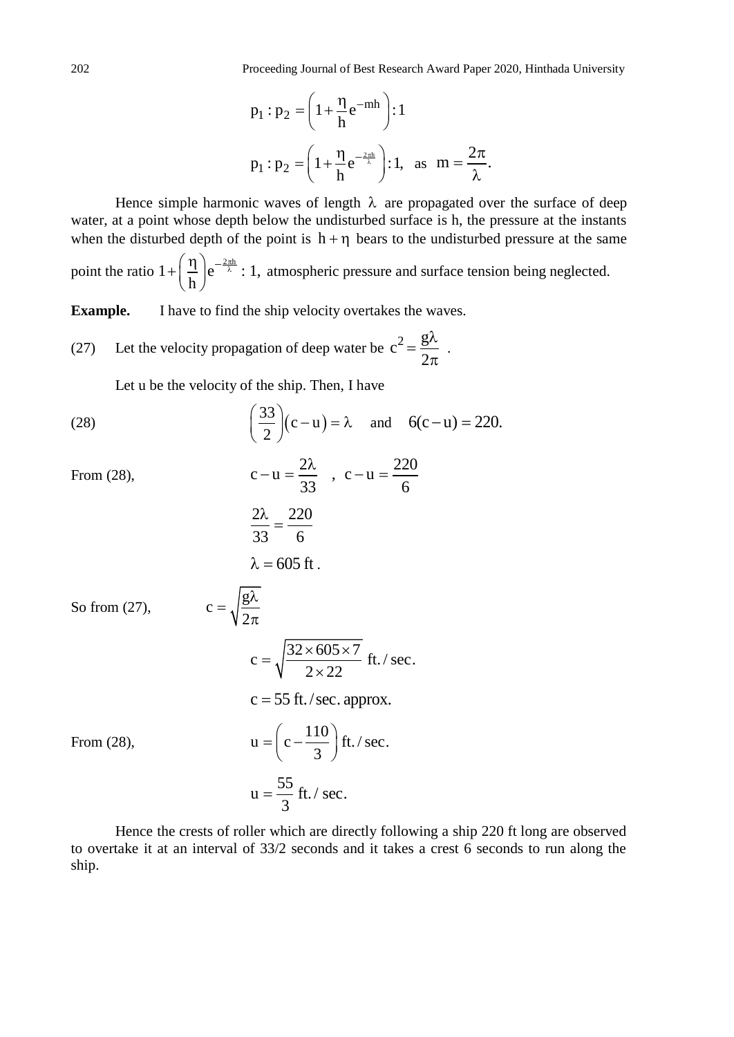$$p_1 : p_2 = \left(1 + \frac{\eta}{h} e^{-mh}\right) : 1$$

$$p_1 : p_2 = \left(1 + \frac{\eta}{h} e^{-\frac{2\pi h}{\lambda}}\right) : 1, \text{ as } m = \frac{2\pi}{\lambda}.$$

Hence simple harmonic waves of length $\lambda$ are propagated over the surface of deep water, at a point whose depth below the undisturbed surface is h, the pressure at the instants when the disturbed depth of the point is $h + \eta$ bears to the undisturbed pressure at the same point the ratio $1 + \left(\frac{\eta}{h}\right) e^{-\frac{2\pi h}{\lambda}} : 1,$ atmospheric pressure and surface tension being neglected.

**Example.** I have to find the ship velocity overtakes the waves.

(27) Let the velocity propagation of deep water be $c^2 = \dfrac{g\lambda}{2\pi}$ .

Let u be the velocity of the ship. Then, I have

$$\left(\frac{33}{2}\right)(c - u) = \lambda \quad \text{and} \quad 6(c - u) = 220. \tag{28}$$

From (28),

$$c - u = \frac{2\lambda}{33} \quad , \quad c - u = \frac{220}{6}$$

$$\frac{2\lambda}{33} = \frac{220}{6}$$

$$\lambda = 605 \text{ ft} .$$

So from (27),

$$c = \sqrt{\frac{g\lambda}{2\pi}}$$

$$c = \sqrt{\frac{32 \times 605 \times 7}{2 \times 22}} \text{ ft./sec.}$$

$$c = 55 \text{ ft./sec. approx.}$$

From (28),

$$u = \left(c - \frac{110}{3}\right) \text{ ft./sec.}$$

$$u = \frac{55}{3} \text{ ft./sec.}$$

Hence the crests of roller which are directly following a ship 220 ft long are observed to overtake it at an interval of 33/2 seconds and it takes a crest 6 seconds to run along the ship.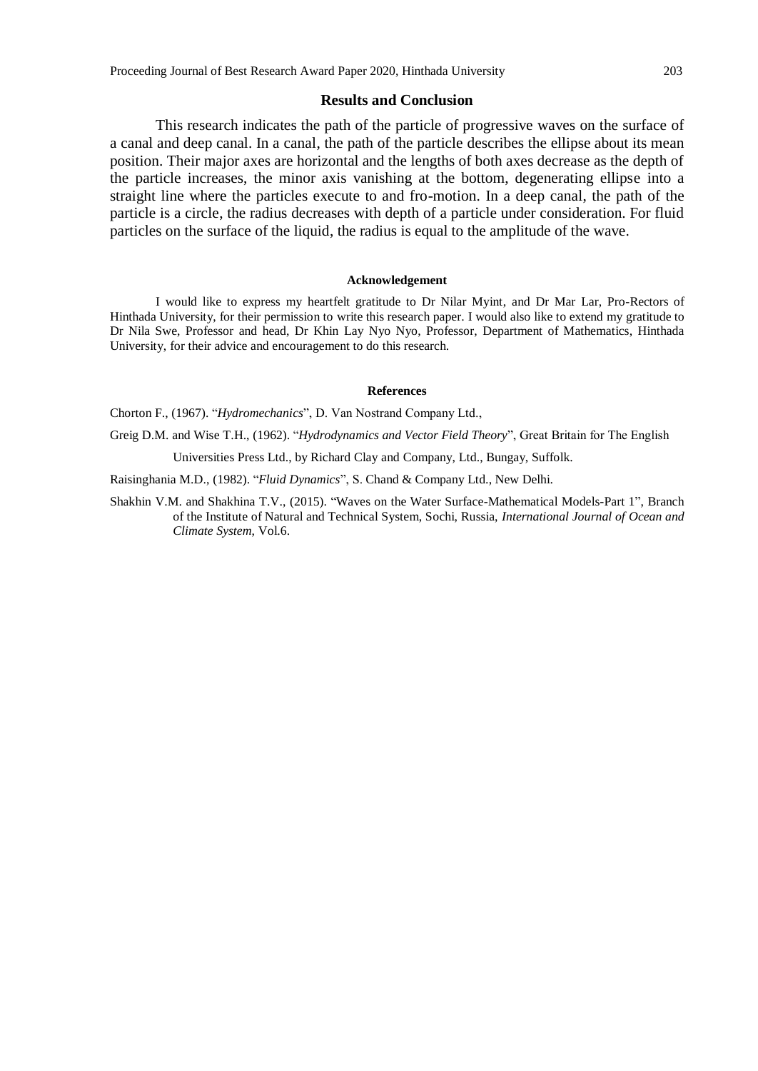## Results and Conclusion

This research indicates the path of the particle of progressive waves on the surface of a canal and deep canal. In a canal, the path of the particle describes the ellipse about its mean position. Their major axes are horizontal and the lengths of both axes decrease as the depth of the particle increases, the minor axis vanishing at the bottom, degenerating ellipse into a straight line where the particles execute to and fro-motion. In a deep canal, the path of the particle is a circle, the radius decreases with depth of a particle under consideration. For fluid particles on the surface of the liquid, the radius is equal to the amplitude of the wave.

### Acknowledgement

I would like to express my heartfelt gratitude to Dr Nilar Myint, and Dr Mar Lar, Pro-Rectors of Hinthada University, for their permission to write this research paper. I would also like to extend my gratitude to Dr Nila Swe, Professor and head, Dr Khin Lay Nyo Nyo, Professor, Department of Mathematics, Hinthada University, for their advice and encouragement to do this research.

### References

Chorton F., (1967). "*Hydromechanics*", D. Van Nostrand Company Ltd.,

Greig D.M. and Wise T.H., (1962). "*Hydrodynamics and Vector Field Theory*", Great Britain for The English Universities Press Ltd., by Richard Clay and Company, Ltd., Bungay, Suffolk.

Raisinghania M.D., (1982). "*Fluid Dynamics*", S. Chand & Company Ltd., New Delhi.

Shakhin V.M. and Shakhina T.V., (2015). "Waves on the Water Surface-Mathematical Models-Part 1", Branch of the Institute of Natural and Technical System, Sochi, Russia, *International Journal of Ocean and Climate System*, Vol.6.